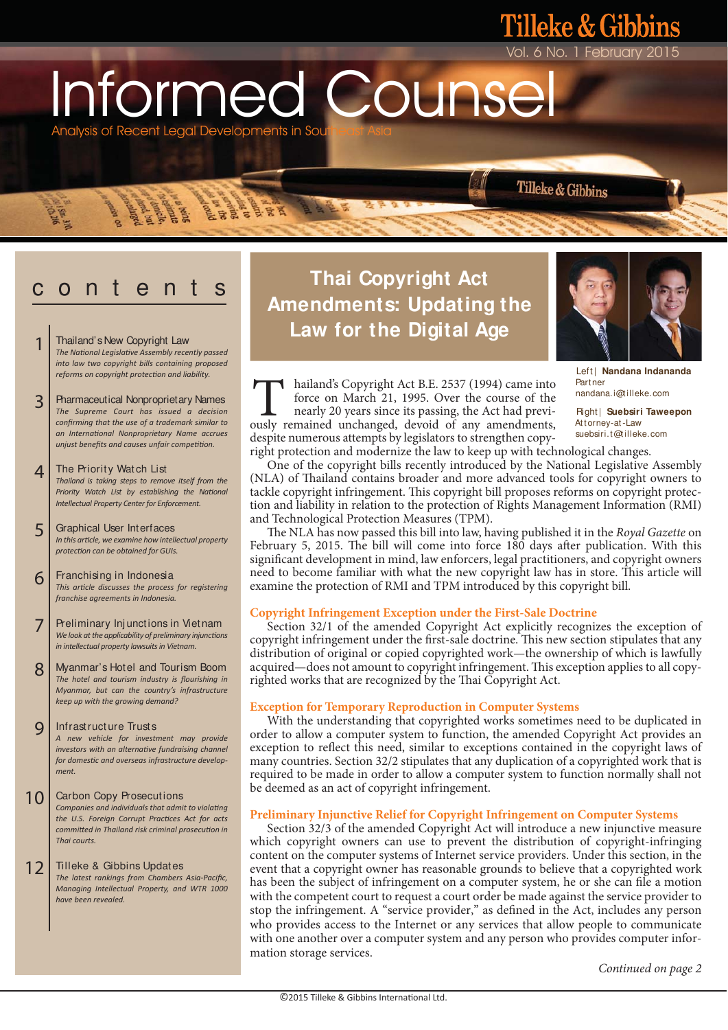# Informed Counsel

Analysis of Recent Legal Developments in Southeast Asia

## contents

1 **Thailand's New Copyright Law**
*The National Legislative Assembly recently passed into law two copyright bills containing proposed reforms on copyright protection and liability.*

3 **Pharmaceutical Nonproprietary Names**
*The Supreme Court has issued a decision confirming that the use of a trademark similar to an International Nonproprietary Name accrues unjust benefits and causes unfair competition.*

4 **The Priority Watch List**
*Thailand is taking steps to remove itself from the Priority Watch List by establishing the National Intellectual Property Center for Enforcement.*

5 **Graphical User Interfaces**
*In this article, we examine how intellectual property protection can be obtained for GUIs.*

6 **Franchising in Indonesia**
*This article discusses the process for registering franchise agreements in Indonesia.*

7 **Preliminary Injunctions in Vietnam**
*We look at the applicability of preliminary injunctions in intellectual property lawsuits in Vietnam.*

8 **Myanmar's Hotel and Tourism Boom**
*The hotel and tourism industry is flourishing in Myanmar, but can the country's infrastructure keep up with the growing demand?*

9 **Infrastructure Trusts**
*A new vehicle for investment may provide investors with an alternative fundraising channel for domestic and overseas infrastructure development.*

10 **Carbon Copy Prosecutions**
*Companies and individuals that admit to violating the U.S. Foreign Corrupt Practices Act for acts committed in Thailand risk criminal prosecution in Thai courts.*

12 **Tilleke & Gibbins Updates**
*The latest rankings from Chambers Asia-Pacific, Managing Intellectual Property, and WTR 1000 have been realized.*

## Thai Copyright Act Amendments: Updating the Law for the Digital Age

Left | **Nandana Indananda**
Partner
nandana.i@tilleke.com

Right | **Suebsiri Taweepon**
Attorney-at-Law
suebsiri.t@tilleke.com

Thailand's Copyright Act B.E. 2537 (1994) came into force on March 21, 1995. Over the course of the nearly 20 years since its passing, the Act had previously remained unchanged, devoid of any amendments, despite numerous attempts by legislators to strengthen copyright protection and modernize the law to keep up with technological changes.

One of the copyright bills recently introduced by the National Legislative Assembly (NLA) of Thailand contains broader and more advanced tools for copyright owners to tackle copyright infringement. This copyright bill proposes reforms on copyright protection and liability in relation to the protection of Rights Management Information (RMI) and Technological Protection Measures (TPM).

The NLA has now passed this bill into law, having published it in the *Royal Gazette* on February 5, 2015. The bill will come into force 180 days after publication. With this significant development in mind, law enforcers, legal practitioners, and copyright owners need to become familiar with what the new copyright law has in store. This article will examine the protection of RMI and TPM introduced by this copyright bill.

### Copyright Infringement Exception under the First-Sale Doctrine

Section 32/1 of the amended Copyright Act explicitly recognizes the exception of copyright infringement under the first-sale doctrine. This new section stipulates that any distribution of original or copied copyrighted work—the ownership of which is lawfully acquired—does not amount to copyright infringement. This exception applies to all copyrighted works that are recognized by the Thai Copyright Act.

### Exception for Temporary Reproduction in Computer Systems

With the understanding that copyrighted works sometimes need to be duplicated in order to allow a computer system to function, the amended Copyright Act provides an exception to reflect this need, similar to exceptions contained in the copyright laws of many countries. Section 32/2 stipulates that any duplication of a copyrighted work that is required to be made in order to allow a computer system to function normally shall not be deemed as an act of copyright infringement.

### Preliminary Injunctive Relief for Copyright Infringement on Computer Systems

Section 32/3 of the amended Copyright Act will introduce a new injunctive measure which copyright owners can use to prevent the distribution of copyright-infringing content on the computer systems of Internet service providers. Under this section, in the event that a copyright owner has reasonable grounds to believe that a copyrighted work has been the subject of infringement on a computer system, he or she can file a motion with the competent court to request a court order be made against the service provider to stop the infringement. A "service provider," as defined in the Act, includes any person who provides access to the Internet or any services that allow people to communicate with one another over a computer system and any person who provides computer information storage services.

*Continued on page 2*

©2015 Tilleke & Gibbins International Ltd.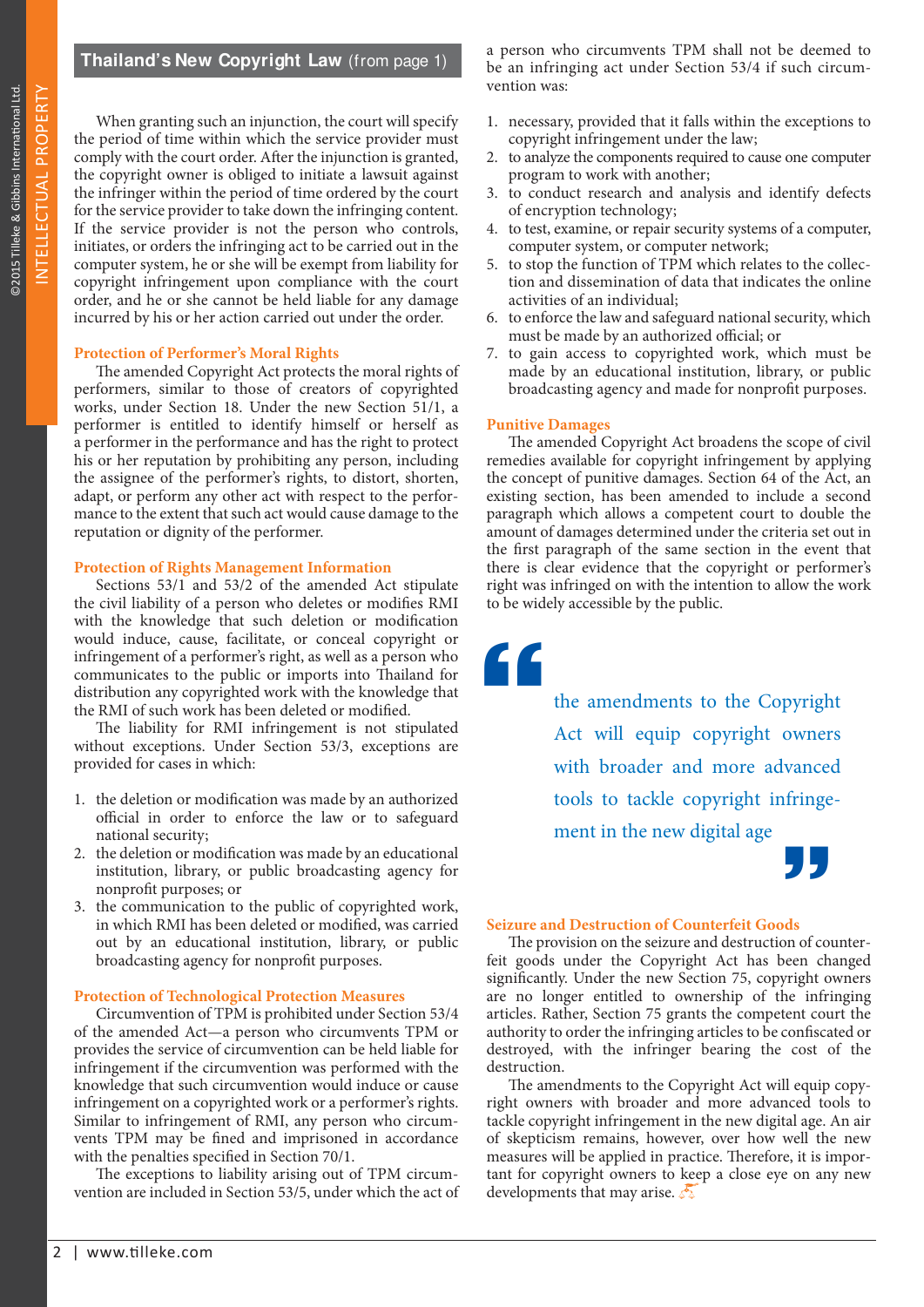## Thailand's New Copyright Law (from page 1)

When granting such an injunction, the court will specify the period of time within which the service provider must comply with the court order. After the injunction is granted, the copyright owner is obliged to initiate a lawsuit against the infringer within the period of time ordered by the court for the service provider to take down the infringing content. If the service provider is not the person who controls, initiates, or orders the infringing act to be carried out in the computer system, he or she will be exempt from liability for copyright infringement upon compliance with the court order, and he or she cannot be held liable for any damage incurred by his or her action carried out under the order.

### Protection of Performer's Moral Rights

The amended Copyright Act protects the moral rights of performers, similar to those of creators of copyrighted works, under Section 18. Under the new Section 51/1, a performer is entitled to identify himself or herself as a performer in the performance and has the right to protect his or her reputation by prohibiting any person, including the assignee of the performer's rights, to distort, shorten, adapt, or perform any other act with respect to the performance to the extent that such act would cause damage to the reputation or dignity of the performer.

### Protection of Rights Management Information

Sections 53/1 and 53/2 of the amended Act stipulate the civil liability of a person who deletes or modifies RMI with the knowledge that such deletion or modification would induce, cause, facilitate, or conceal copyright or infringement of a performer's right, as well as a person who communicates to the public or imports into Thailand for distribution any copyrighted work with the knowledge that the RMI of such work has been deleted or modified.

The liability for RMI infringement is not stipulated without exceptions. Under Section 53/3, exceptions are provided for cases in which:

1. the deletion or modification was made by an authorized official in order to enforce the law or to safeguard national security;
2. the deletion or modification was made by an educational institution, library, or public broadcasting agency for nonprofit purposes; or
3. the communication to the public of copyrighted work, in which RMI has been deleted or modified, was carried out by an educational institution, library, or public broadcasting agency for nonprofit purposes.

### Protection of Technological Protection Measures

Circumvention of TPM is prohibited under Section 53/4 of the amended Act—a person who circumvents TPM or provides the service of circumvention can be held liable for infringement if the circumvention was performed with the knowledge that such circumvention would induce or cause infringement on a copyrighted work or a performer's rights. Similar to infringement of RMI, any person who circumvents TPM may be fined and imprisoned in accordance with the penalties specified in Section 70/1.

The exceptions to liability arising out of TPM circumvention are included in Section 53/5, under which the act of a person who circumvents TPM shall not be deemed to be an infringing act under Section 53/4 if such circumvention was:

1. necessary, provided that it falls within the exceptions to copyright infringement under the law;
2. to analyze the components required to cause one computer program to work with another;
3. to conduct research and analysis and identify defects of encryption technology;
4. to test, examine, or repair security systems of a computer, computer system, or computer network;
5. to stop the function of TPM which relates to the collection and dissemination of data that indicates the online activities of an individual;
6. to enforce the law and safeguard national security, which must be made by an authorized official; or
7. to gain access to copyrighted work, which must be made by an educational institution, library, or public broadcasting agency and made for nonprofit purposes.

### Punitive Damages

The amended Copyright Act broadens the scope of civil remedies available for copyright infringement by applying the concept of punitive damages. Section 64 of the Act, an existing section, has been amended to include a second paragraph which allows a competent court to double the amount of damages determined under the criteria set out in the first paragraph of the same section in the event that there is clear evidence that the copyright or performer's right was infringed on with the intention to allow the work to be widely accessible by the public.

> "the amendments to the Copyright Act will equip copyright owners with broader and more advanced tools to tackle copyright infringement in the new digital age"

### Seizure and Destruction of Counterfeit Goods

The provision on the seizure and destruction of counterfeit goods under the Copyright Act has been changed significantly. Under the new Section 75, copyright owners are no longer entitled to ownership of the infringing articles. Rather, Section 75 grants the competent court the authority to order the infringing articles to be confiscated or destroyed, with the infringer bearing the cost of the destruction.

The amendments to the Copyright Act will equip copyright owners with broader and more advanced tools to tackle copyright infringement in the new digital age. An air of skepticism remains, however, over how well the new measures will be applied in practice. Therefore, it is important for copyright owners to keep a close eye on any new developments that may arise.